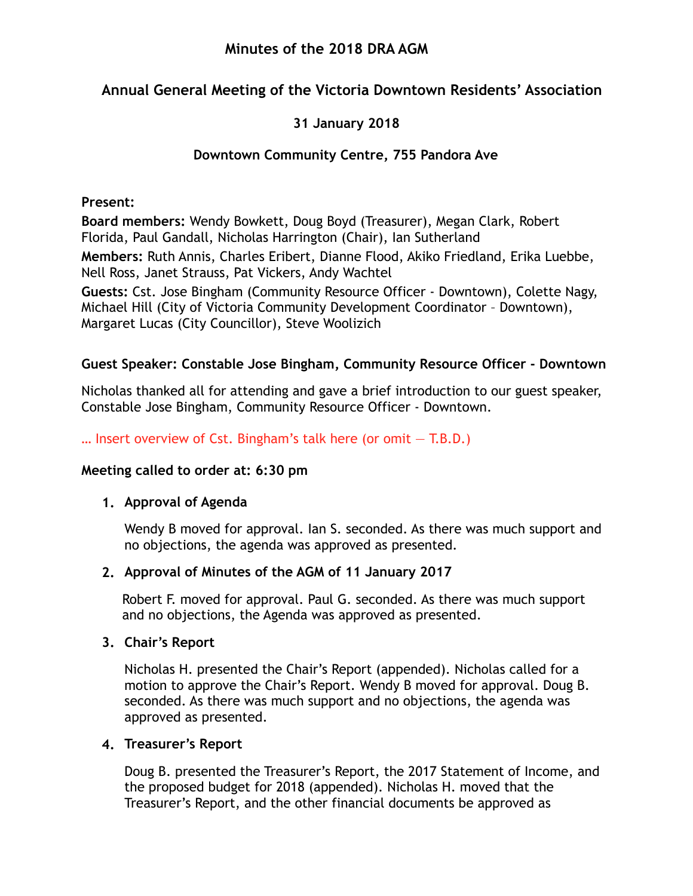# Minutes of the 2018 DRA AGM

## Annual General Meeting of the Victoria Downtown Residents' Association

### 31 January 2018

### Downtown Community Centre, 755 Pandora Ave

**Present:**

**Board members:** Wendy Bowkett, Doug Boyd (Treasurer), Megan Clark, Robert Florida, Paul Gandall, Nicholas Harrington (Chair), Ian Sutherland

**Members:** Ruth Annis, Charles Eribert, Dianne Flood, Akiko Friedland, Erika Luebbe, Nell Ross, Janet Strauss, Pat Vickers, Andy Wachtel

**Guests:** Cst. Jose Bingham (Community Resource Officer - Downtown), Colette Nagy, Michael Hill (City of Victoria Community Development Coordinator – Downtown), Margaret Lucas (City Councillor), Steve Woolizich

**Guest Speaker: Constable Jose Bingham, Community Resource Officer - Downtown**

Nicholas thanked all for attending and gave a brief introduction to our guest speaker, Constable Jose Bingham, Community Resource Officer - Downtown.

… Insert overview of Cst. Bingham's talk here (or omit — T.B.D.)

**Meeting called to order at: 6:30 pm**

1. **Approval of Agenda**

   Wendy B moved for approval. Ian S. seconded. As there was much support and no objections, the agenda was approved as presented.

2. **Approval of Minutes of the AGM of 11 January 2017**

   Robert F. moved for approval. Paul G. seconded. As there was much support and no objections, the Agenda was approved as presented.

3. **Chair's Report**

   Nicholas H. presented the Chair's Report (appended). Nicholas called for a motion to approve the Chair's Report. Wendy B moved for approval. Doug B. seconded. As there was much support and no objections, the agenda was approved as presented.

4. **Treasurer's Report**

   Doug B. presented the Treasurer's Report, the 2017 Statement of Income, and the proposed budget for 2018 (appended). Nicholas H. moved that the Treasurer's Report, and the other financial documents be approved as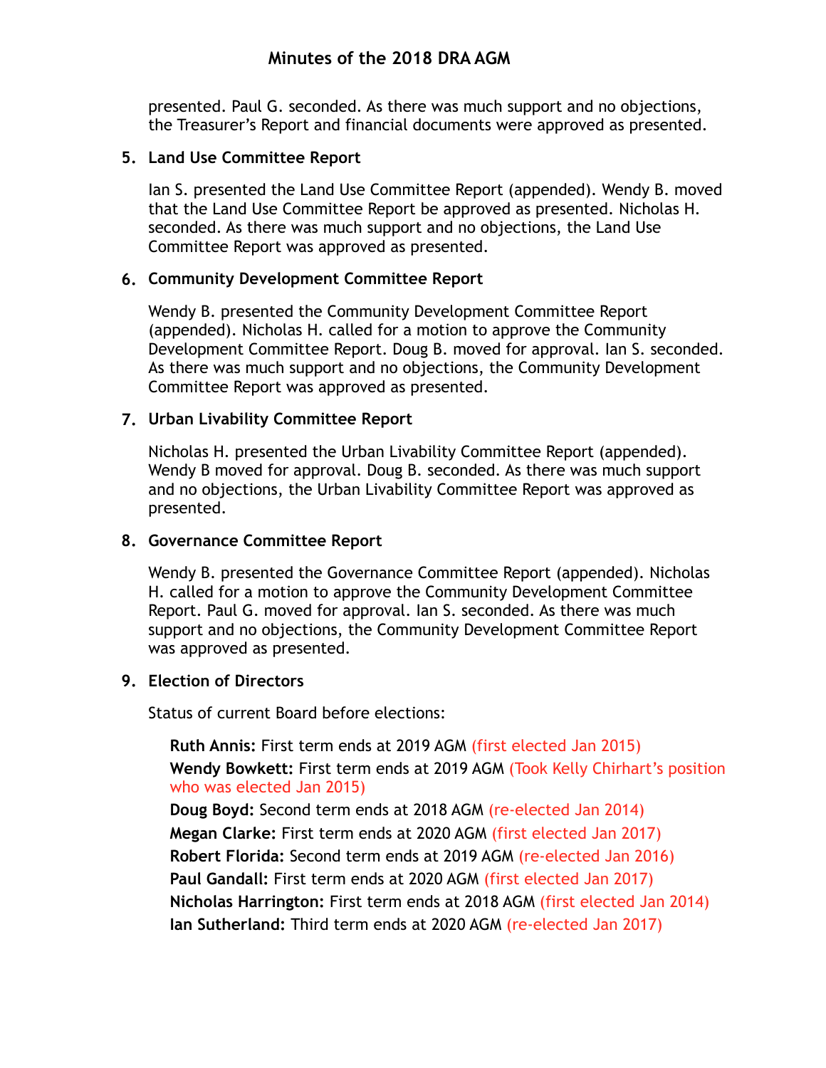presented. Paul G. seconded. As there was much support and no objections, the Treasurer's Report and financial documents were approved as presented.

5. **Land Use Committee Report**

   Ian S. presented the Land Use Committee Report (appended). Wendy B. moved that the Land Use Committee Report be approved as presented. Nicholas H. seconded. As there was much support and no objections, the Land Use Committee Report was approved as presented.

6. **Community Development Committee Report**

   Wendy B. presented the Community Development Committee Report (appended). Nicholas H. called for a motion to approve the Community Development Committee Report. Doug B. moved for approval. Ian S. seconded. As there was much support and no objections, the Community Development Committee Report was approved as presented.

7. **Urban Livability Committee Report**

   Nicholas H. presented the Urban Livability Committee Report (appended). Wendy B moved for approval. Doug B. seconded. As there was much support and no objections, the Urban Livability Committee Report was approved as presented.

8. **Governance Committee Report**

   Wendy B. presented the Governance Committee Report (appended). Nicholas H. called for a motion to approve the Community Development Committee Report. Paul G. moved for approval. Ian S. seconded. As there was much support and no objections, the Community Development Committee Report was approved as presented.

9. **Election of Directors**

   Status of current Board before elections:

   **Ruth Annis:** First term ends at 2019 AGM (first elected Jan 2015)
   **Wendy Bowkett:** First term ends at 2019 AGM (Took Kelly Chirhart's position who was elected Jan 2015)
   **Doug Boyd:** Second term ends at 2018 AGM (re-elected Jan 2014)
   **Megan Clarke:** First term ends at 2020 AGM (first elected Jan 2017)
   **Robert Florida:** Second term ends at 2019 AGM (re-elected Jan 2016)
   **Paul Gandall:** First term ends at 2020 AGM (first elected Jan 2017)
   **Nicholas Harrington:** First term ends at 2018 AGM (first elected Jan 2014)
   **Ian Sutherland:** Third term ends at 2020 AGM (re-elected Jan 2017)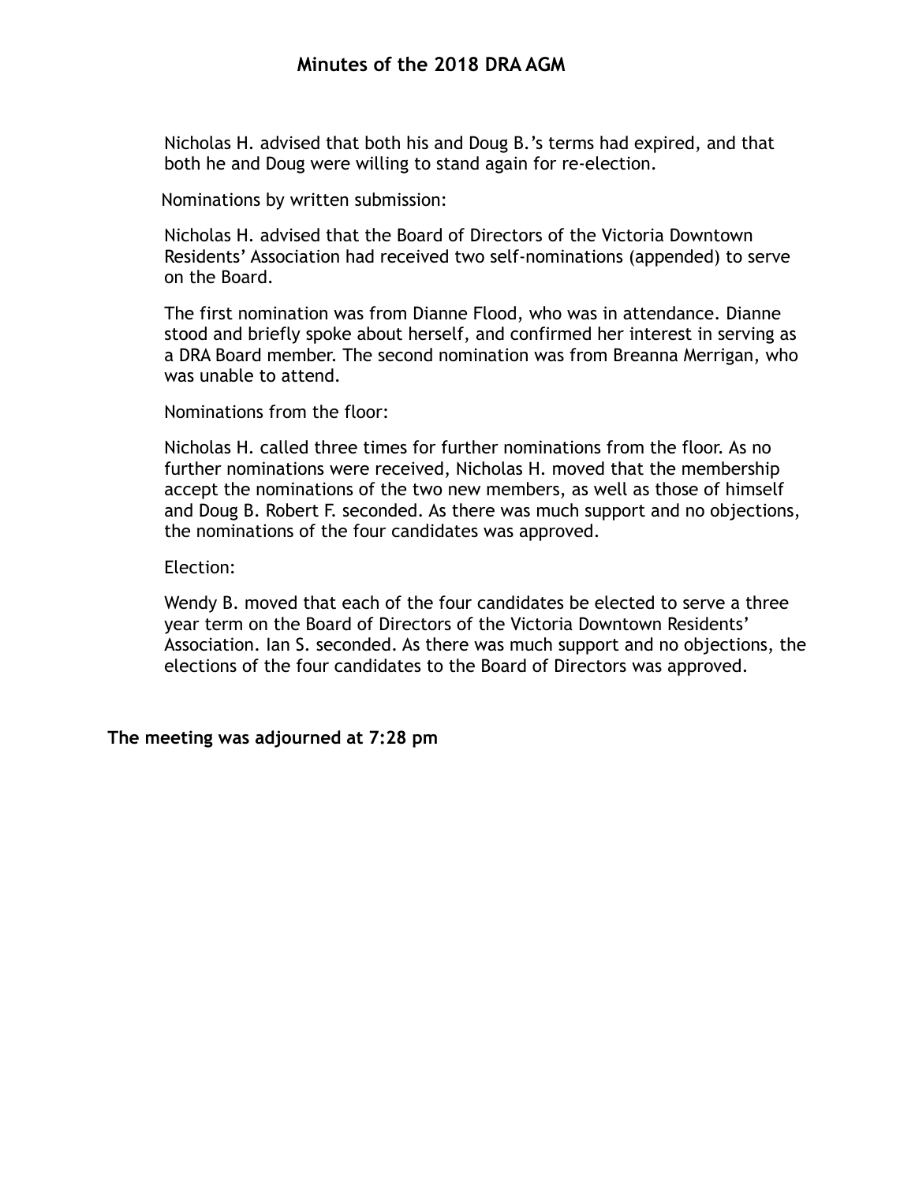Nicholas H. advised that both his and Doug B.'s terms had expired, and that both he and Doug were willing to stand again for re-election.

Nominations by written submission:

Nicholas H. advised that the Board of Directors of the Victoria Downtown Residents' Association had received two self-nominations (appended) to serve on the Board.

The first nomination was from Dianne Flood, who was in attendance. Dianne stood and briefly spoke about herself, and confirmed her interest in serving as a DRA Board member. The second nomination was from Breanna Merrigan, who was unable to attend.

Nominations from the floor:

Nicholas H. called three times for further nominations from the floor. As no further nominations were received, Nicholas H. moved that the membership accept the nominations of the two new members, as well as those of himself and Doug B. Robert F. seconded. As there was much support and no objections, the nominations of the four candidates was approved.

Election:

Wendy B. moved that each of the four candidates be elected to serve a three year term on the Board of Directors of the Victoria Downtown Residents' Association. Ian S. seconded. As there was much support and no objections, the elections of the four candidates to the Board of Directors was approved.

**The meeting was adjourned at 7:28 pm**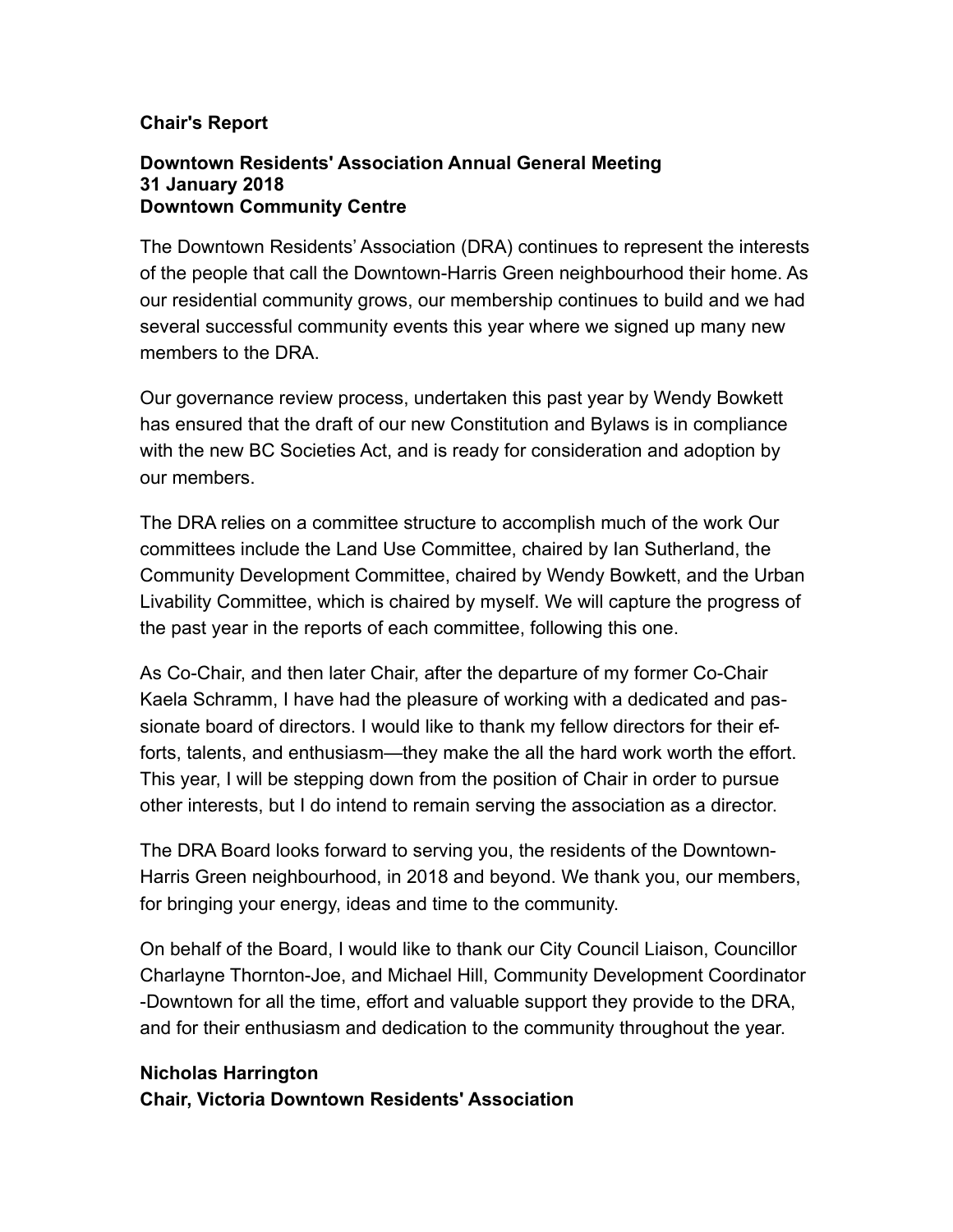**Chair's Report**

**Downtown Residents' Association Annual General Meeting**
**31 January 2018**
**Downtown Community Centre**

The Downtown Residents' Association (DRA) continues to represent the interests of the people that call the Downtown-Harris Green neighbourhood their home. As our residential community grows, our membership continues to build and we had several successful community events this year where we signed up many new members to the DRA.

Our governance review process, undertaken this past year by Wendy Bowkett has ensured that the draft of our new Constitution and Bylaws is in compliance with the new BC Societies Act, and is ready for consideration and adoption by our members.

The DRA relies on a committee structure to accomplish much of the work Our committees include the Land Use Committee, chaired by Ian Sutherland, the Community Development Committee, chaired by Wendy Bowkett, and the Urban Livability Committee, which is chaired by myself. We will capture the progress of the past year in the reports of each committee, following this one.

As Co-Chair, and then later Chair, after the departure of my former Co-Chair Kaela Schramm, I have had the pleasure of working with a dedicated and passionate board of directors. I would like to thank my fellow directors for their efforts, talents, and enthusiasm—they make the all the hard work worth the effort. This year, I will be stepping down from the position of Chair in order to pursue other interests, but I do intend to remain serving the association as a director.

The DRA Board looks forward to serving you, the residents of the Downtown-Harris Green neighbourhood, in 2018 and beyond. We thank you, our members, for bringing your energy, ideas and time to the community.

On behalf of the Board, I would like to thank our City Council Liaison, Councillor Charlayne Thornton-Joe, and Michael Hill, Community Development Coordinator -Downtown for all the time, effort and valuable support they provide to the DRA, and for their enthusiasm and dedication to the community throughout the year.

**Nicholas Harrington**
**Chair, Victoria Downtown Residents' Association**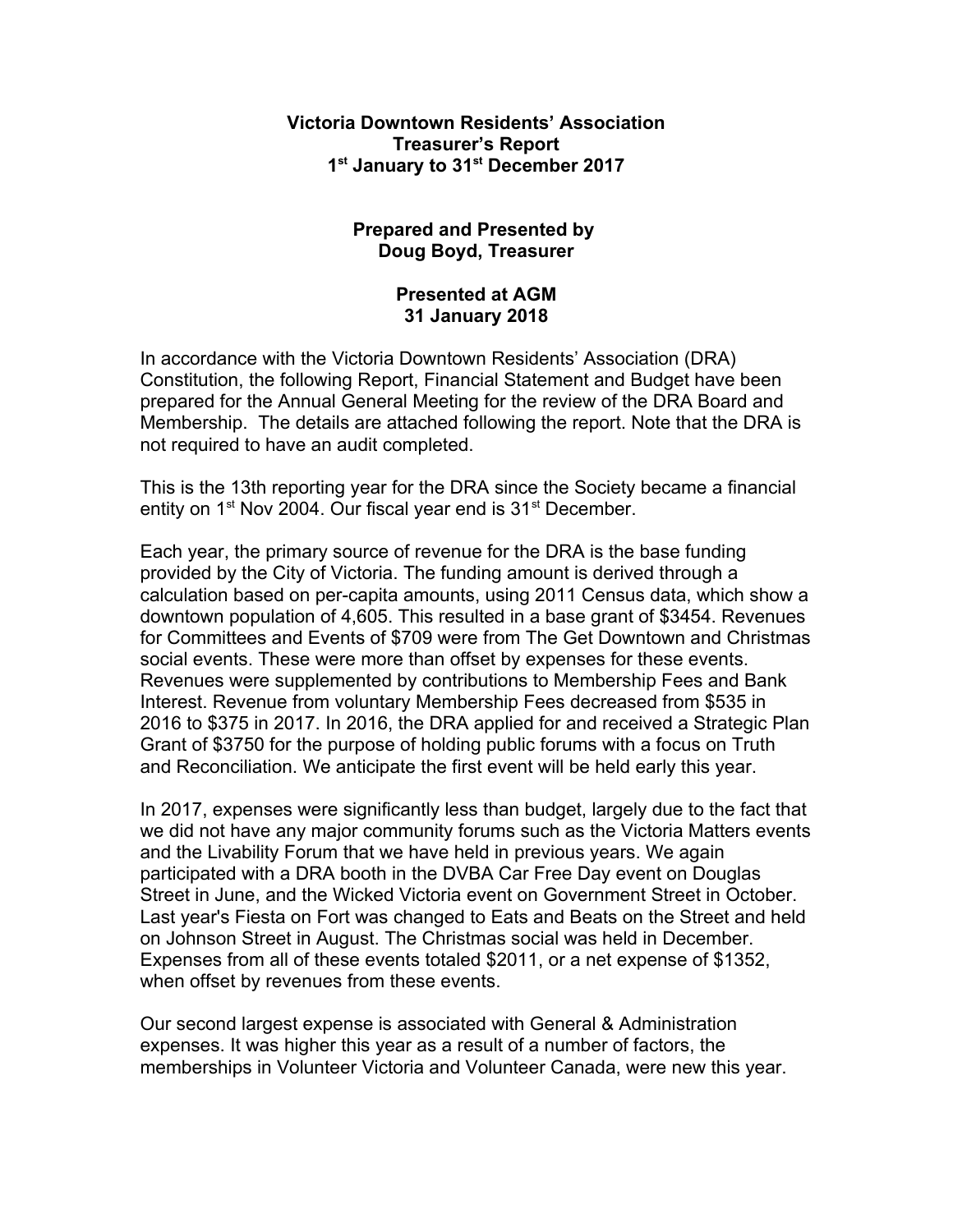**Victoria Downtown Residents' Association**
**Treasurer's Report**
**1st January to 31st December 2017**

**Prepared and Presented by**
**Doug Boyd, Treasurer**

**Presented at AGM**
**31 January 2018**

In accordance with the Victoria Downtown Residents' Association (DRA) Constitution, the following Report, Financial Statement and Budget have been prepared for the Annual General Meeting for the review of the DRA Board and Membership. The details are attached following the report. Note that the DRA is not required to have an audit completed.

This is the 13th reporting year for the DRA since the Society became a financial entity on 1st Nov 2004. Our fiscal year end is 31st December.

Each year, the primary source of revenue for the DRA is the base funding provided by the City of Victoria. The funding amount is derived through a calculation based on per-capita amounts, using 2011 Census data, which show a downtown population of 4,605. This resulted in a base grant of $3454. Revenues for Committees and Events of $709 were from The Get Downtown and Christmas social events. These were more than offset by expenses for these events. Revenues were supplemented by contributions to Membership Fees and Bank Interest. Revenue from voluntary Membership Fees decreased from $535 in 2016 to $375 in 2017. In 2016, the DRA applied for and received a Strategic Plan Grant of $3750 for the purpose of holding public forums with a focus on Truth and Reconciliation. We anticipate the first event will be held early this year.

In 2017, expenses were significantly less than budget, largely due to the fact that we did not have any major community forums such as the Victoria Matters events and the Livability Forum that we have held in previous years. We again participated with a DRA booth in the DVBA Car Free Day event on Douglas Street in June, and the Wicked Victoria event on Government Street in October. Last year's Fiesta on Fort was changed to Eats and Beats on the Street and held on Johnson Street in August. The Christmas social was held in December. Expenses from all of these events totaled $2011, or a net expense of $1352, when offset by revenues from these events.

Our second largest expense is associated with General & Administration expenses. It was higher this year as a result of a number of factors, the memberships in Volunteer Victoria and Volunteer Canada, were new this year.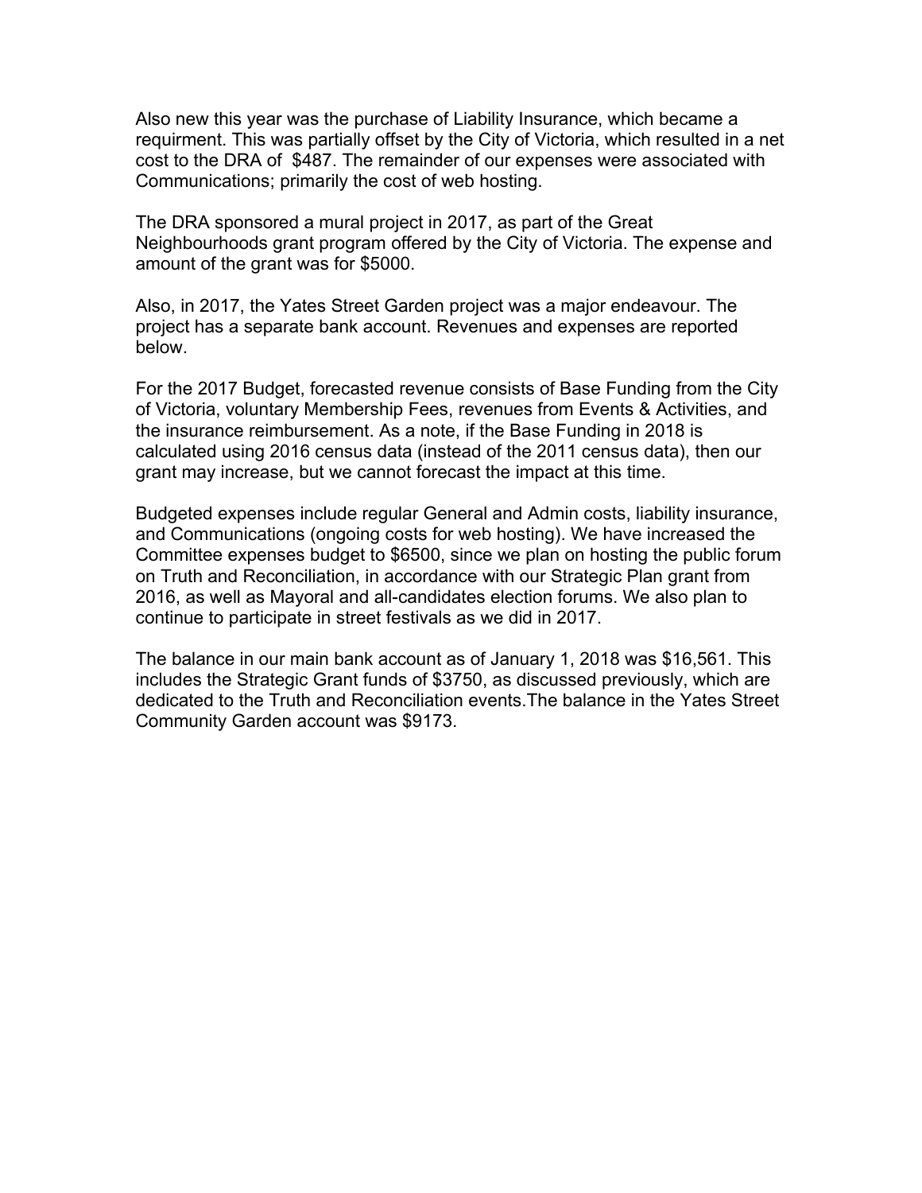Also new this year was the purchase of Liability Insurance, which became a requirment. This was partially offset by the City of Victoria, which resulted in a net cost to the DRA of  $487. The remainder of our expenses were associated with Communications; primarily the cost of web hosting.

The DRA sponsored a mural project in 2017, as part of the Great Neighbourhoods grant program offered by the City of Victoria. The expense and amount of the grant was for $5000.

Also, in 2017, the Yates Street Garden project was a major endeavour. The project has a separate bank account. Revenues and expenses are reported below.

For the 2017 Budget, forecasted revenue consists of Base Funding from the City of Victoria, voluntary Membership Fees, revenues from Events & Activities, and the insurance reimbursement. As a note, if the Base Funding in 2018 is calculated using 2016 census data (instead of the 2011 census data), then our grant may increase, but we cannot forecast the impact at this time.

Budgeted expenses include regular General and Admin costs, liability insurance, and Communications (ongoing costs for web hosting). We have increased the Committee expenses budget to $6500, since we plan on hosting the public forum on Truth and Reconciliation, in accordance with our Strategic Plan grant from 2016, as well as Mayoral and all-candidates election forums. We also plan to continue to participate in street festivals as we did in 2017.

The balance in our main bank account as of January 1, 2018 was $16,561. This includes the Strategic Grant funds of $3750, as discussed previously, which are dedicated to the Truth and Reconciliation events.The balance in the Yates Street Community Garden account was $9173.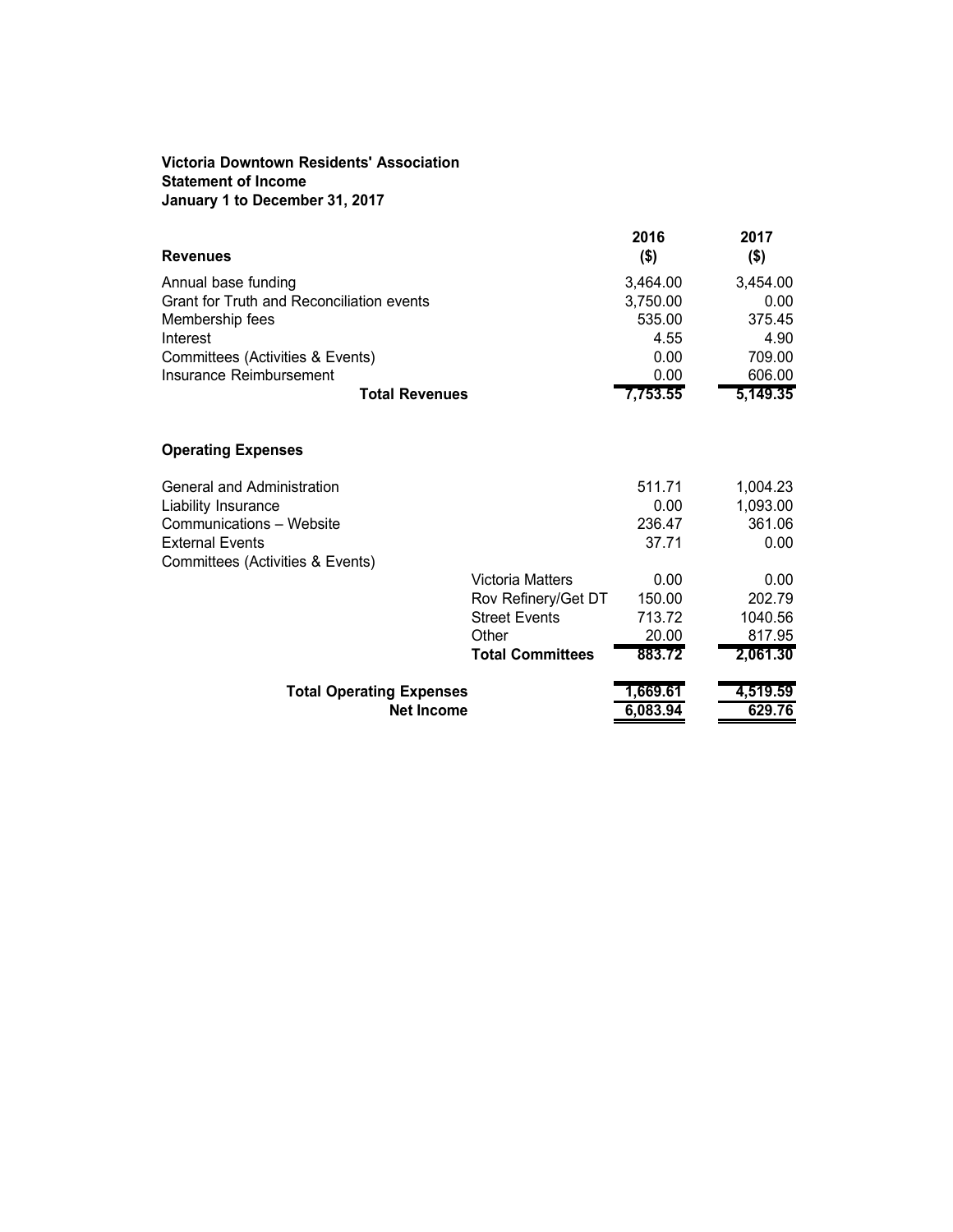**Victoria Downtown Residents' Association**
**Statement of Income**
**January 1 to December 31, 2017**

| **Revenues** | | **2016 ($)** | **2017 ($)** |
|---|---|---|---|
| Annual base funding | | 3,464.00 | 3,454.00 |
| Grant for Truth and Reconciliation events | | 3,750.00 | 0.00 |
| Membership fees | | 535.00 | 375.45 |
| Interest | | 4.55 | 4.90 |
| Committees (Activities & Events) | | 0.00 | 709.00 |
| Insurance Reimbursement | | 0.00 | 606.00 |
| **Total Revenues** | | **7,753.55** | **5,149.35** |
| | | | |
| **Operating Expenses** | | | |
| General and Administration | | 511.71 | 1,004.23 |
| Liability Insurance | | 0.00 | 1,093.00 |
| Communications – Website | | 236.47 | 361.06 |
| External Events | | 37.71 | 0.00 |
| Committees (Activities & Events) | | | |
| | Victoria Matters | 0.00 | 0.00 |
| | Rov Refinery/Get DT | 150.00 | 202.79 |
| | Street Events | 713.72 | 1040.56 |
| | Other | 20.00 | 817.95 |
| | **Total Committees** | **883.72** | **2,061.30** |
| **Total Operating Expenses** | | **1,669.61** | **4,519.59** |
| **Net Income** | | **6,083.94** | **629.76** |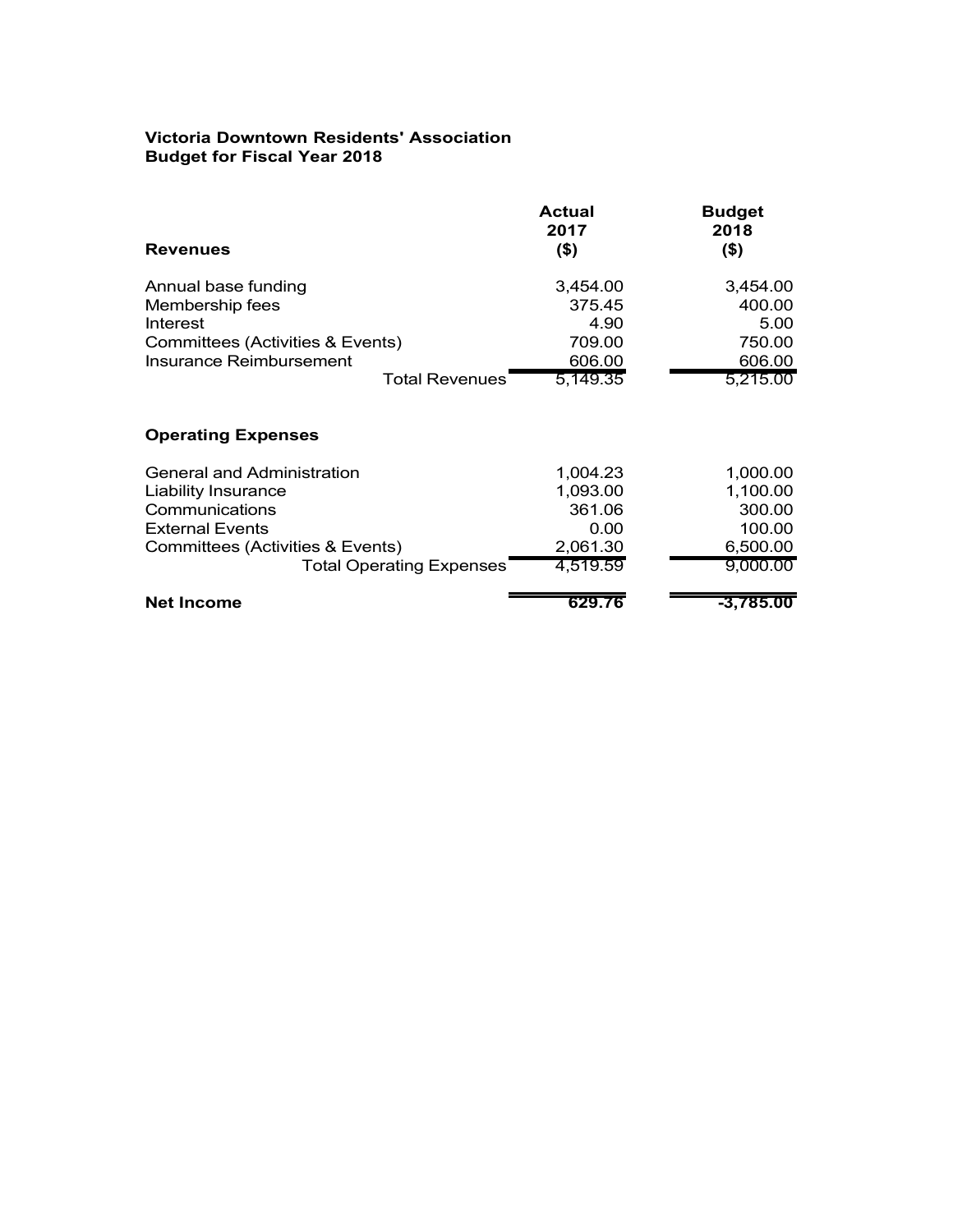**Victoria Downtown Residents' Association**
**Budget for Fiscal Year 2018**

| Revenues | Actual 2017 ($) | Budget 2018 ($) |
|---|---|---|
| Annual base funding | 3,454.00 | 3,454.00 |
| Membership fees | 375.45 | 400.00 |
| Interest | 4.90 | 5.00 |
| Committees (Activities & Events) | 709.00 | 750.00 |
| Insurance Reimbursement | 606.00 | 606.00 |
| Total Revenues | 5,149.35 | 5,215.00 |
| **Operating Expenses** | | |
| General and Administration | 1,004.23 | 1,000.00 |
| Liability Insurance | 1,093.00 | 1,100.00 |
| Communications | 361.06 | 300.00 |
| External Events | 0.00 | 100.00 |
| Committees (Activities & Events) | 2,061.30 | 6,500.00 |
| Total Operating Expenses | 4,519.59 | 9,000.00 |
| **Net Income** | **629.76** | **-3,785.00** |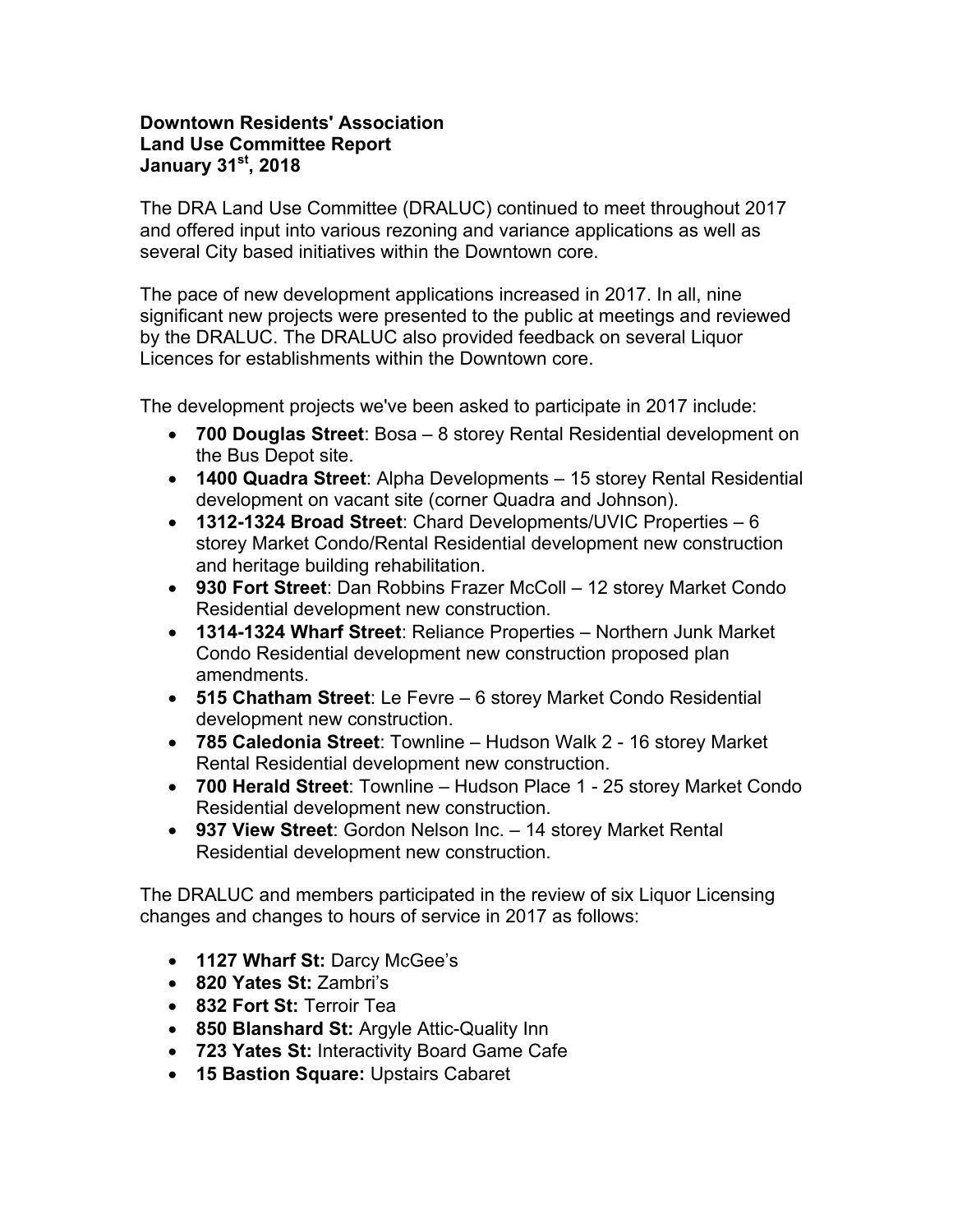**Downtown Residents' Association**
**Land Use Committee Report**
**January 31st, 2018**

The DRA Land Use Committee (DRALUC) continued to meet throughout 2017 and offered input into various rezoning and variance applications as well as several City based initiatives within the Downtown core.

The pace of new development applications increased in 2017. In all, nine significant new projects were presented to the public at meetings and reviewed by the DRALUC. The DRALUC also provided feedback on several Liquor Licences for establishments within the Downtown core.

The development projects we've been asked to participate in 2017 include:

- **700 Douglas Street**: Bosa – 8 storey Rental Residential development on the Bus Depot site.
- **1400 Quadra Street**: Alpha Developments – 15 storey Rental Residential development on vacant site (corner Quadra and Johnson).
- **1312-1324 Broad Street**: Chard Developments/UVIC Properties – 6 storey Market Condo/Rental Residential development new construction and heritage building rehabilitation.
- **930 Fort Street**: Dan Robbins Frazer McColl – 12 storey Market Condo Residential development new construction.
- **1314-1324 Wharf Street**: Reliance Properties – Northern Junk Market Condo Residential development new construction proposed plan amendments.
- **515 Chatham Street**: Le Fevre – 6 storey Market Condo Residential development new construction.
- **785 Caledonia Street**: Townline – Hudson Walk 2 - 16 storey Market Rental Residential development new construction.
- **700 Herald Street**: Townline – Hudson Place 1 - 25 storey Market Condo Residential development new construction.
- **937 View Street**: Gordon Nelson Inc. – 14 storey Market Rental Residential development new construction.

The DRALUC and members participated in the review of six Liquor Licensing changes and changes to hours of service in 2017 as follows:

- **1127 Wharf St:** Darcy McGee's
- **820 Yates St:** Zambri's
- **832 Fort St:** Terroir Tea
- **850 Blanshard St:** Argyle Attic-Quality Inn
- **723 Yates St:** Interactivity Board Game Cafe
- **15 Bastion Square:** Upstairs Cabaret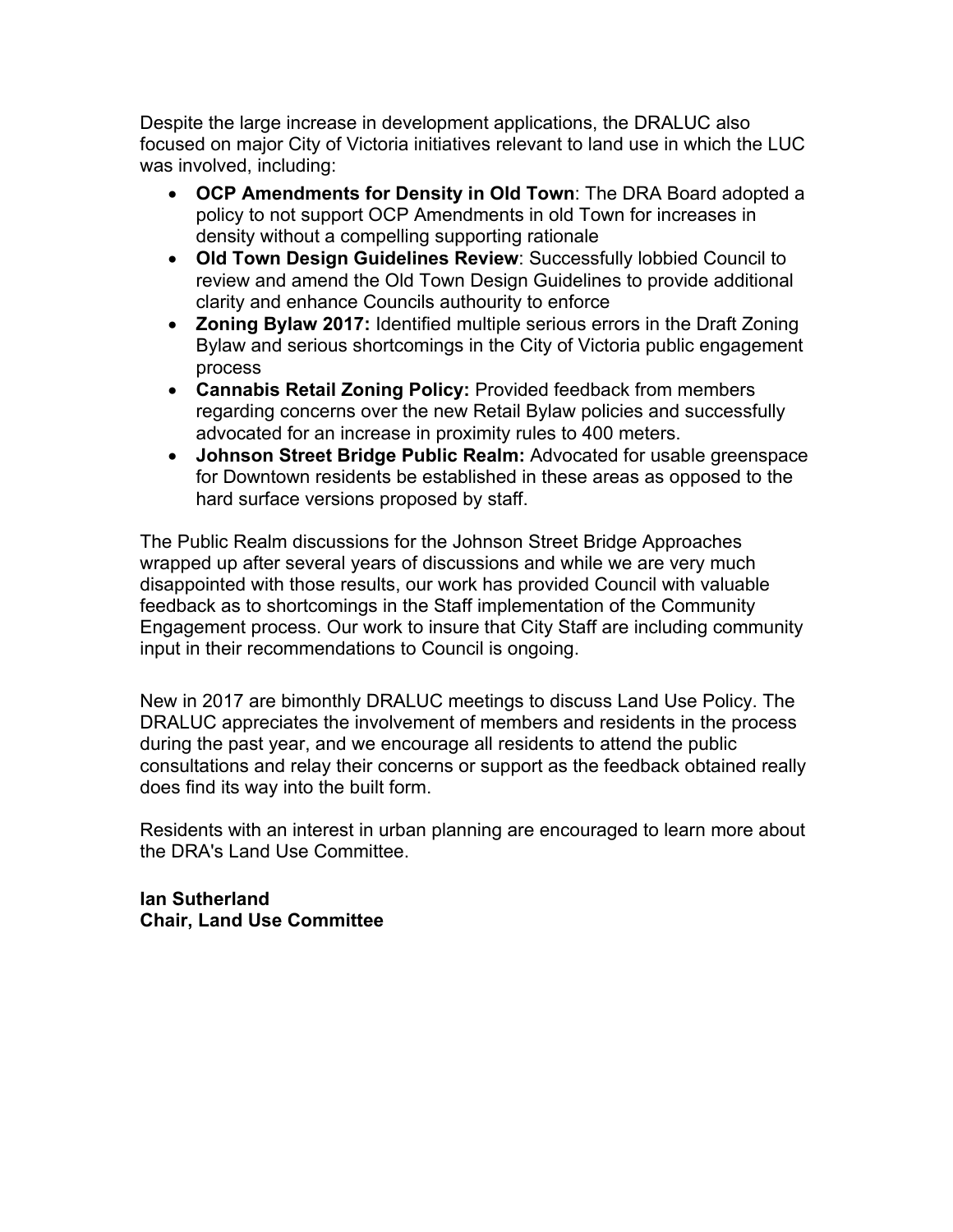Despite the large increase in development applications, the DRALUC also focused on major City of Victoria initiatives relevant to land use in which the LUC was involved, including:

- **OCP Amendments for Density in Old Town**: The DRA Board adopted a policy to not support OCP Amendments in old Town for increases in density without a compelling supporting rationale
- **Old Town Design Guidelines Review**: Successfully lobbied Council to review and amend the Old Town Design Guidelines to provide additional clarity and enhance Councils authourity to enforce
- **Zoning Bylaw 2017:** Identified multiple serious errors in the Draft Zoning Bylaw and serious shortcomings in the City of Victoria public engagement process
- **Cannabis Retail Zoning Policy:** Provided feedback from members regarding concerns over the new Retail Bylaw policies and successfully advocated for an increase in proximity rules to 400 meters.
- **Johnson Street Bridge Public Realm:** Advocated for usable greenspace for Downtown residents be established in these areas as opposed to the hard surface versions proposed by staff.

The Public Realm discussions for the Johnson Street Bridge Approaches wrapped up after several years of discussions and while we are very much disappointed with those results, our work has provided Council with valuable feedback as to shortcomings in the Staff implementation of the Community Engagement process. Our work to insure that City Staff are including community input in their recommendations to Council is ongoing.

New in 2017 are bimonthly DRALUC meetings to discuss Land Use Policy. The DRALUC appreciates the involvement of members and residents in the process during the past year, and we encourage all residents to attend the public consultations and relay their concerns or support as the feedback obtained really does find its way into the built form.

Residents with an interest in urban planning are encouraged to learn more about the DRA's Land Use Committee.

**Ian Sutherland**
**Chair, Land Use Committee**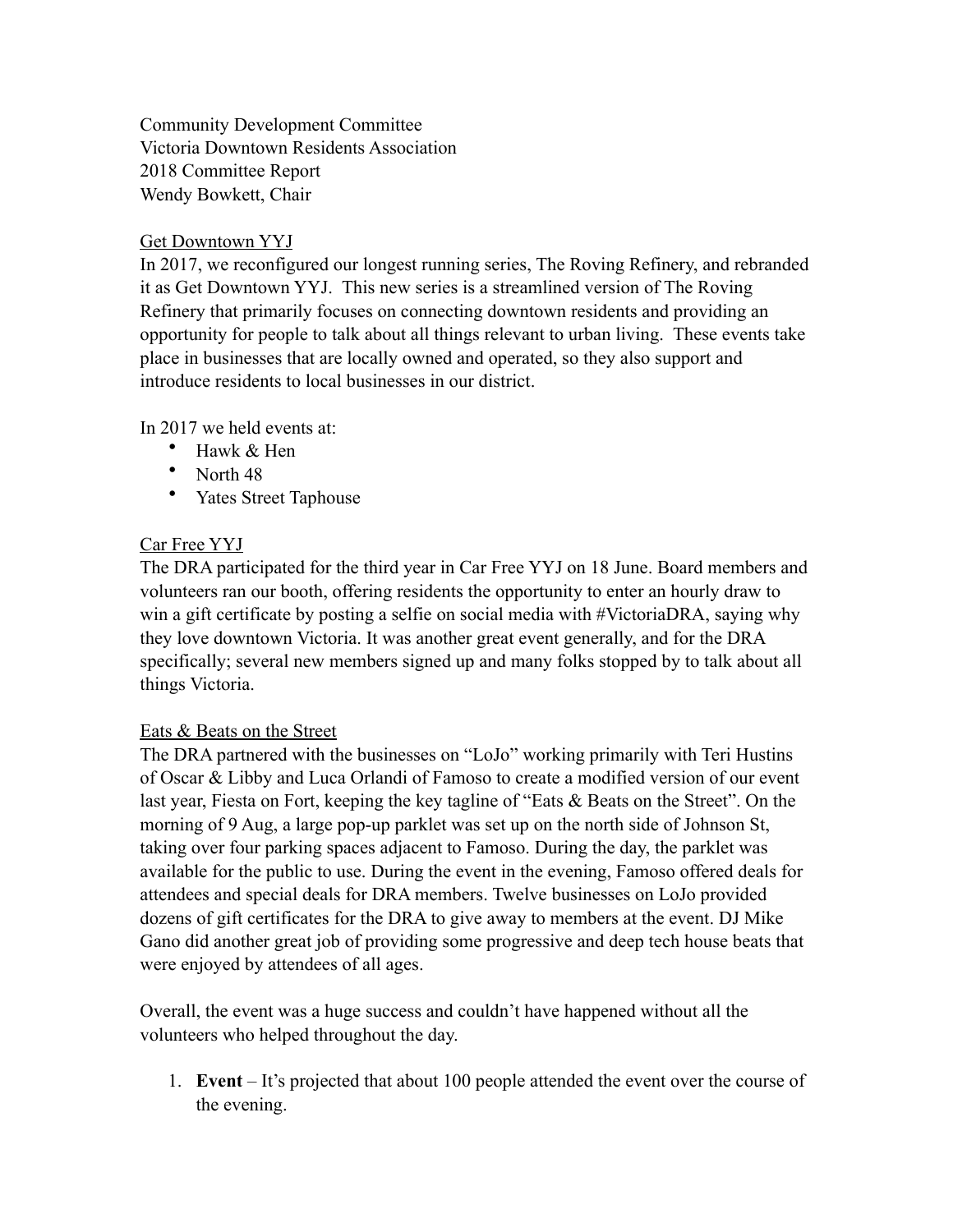Community Development Committee
Victoria Downtown Residents Association
2018 Committee Report
Wendy Bowkett, Chair

## Get Downtown YYJ

In 2017, we reconfigured our longest running series, The Roving Refinery, and rebranded it as Get Downtown YYJ. This new series is a streamlined version of The Roving Refinery that primarily focuses on connecting downtown residents and providing an opportunity for people to talk about all things relevant to urban living. These events take place in businesses that are locally owned and operated, so they also support and introduce residents to local businesses in our district.

In 2017 we held events at:

- Hawk & Hen
- North 48
- Yates Street Taphouse

## Car Free YYJ

The DRA participated for the third year in Car Free YYJ on 18 June. Board members and volunteers ran our booth, offering residents the opportunity to enter an hourly draw to win a gift certificate by posting a selfie on social media with #VictoriaDRA, saying why they love downtown Victoria. It was another great event generally, and for the DRA specifically; several new members signed up and many folks stopped by to talk about all things Victoria.

## Eats & Beats on the Street

The DRA partnered with the businesses on "LoJo" working primarily with Teri Hustins of Oscar & Libby and Luca Orlandi of Famoso to create a modified version of our event last year, Fiesta on Fort, keeping the key tagline of "Eats & Beats on the Street". On the morning of 9 Aug, a large pop-up parklet was set up on the north side of Johnson St, taking over four parking spaces adjacent to Famoso. During the day, the parklet was available for the public to use. During the event in the evening, Famoso offered deals for attendees and special deals for DRA members. Twelve businesses on LoJo provided dozens of gift certificates for the DRA to give away to members at the event. DJ Mike Gano did another great job of providing some progressive and deep tech house beats that were enjoyed by attendees of all ages.

Overall, the event was a huge success and couldn't have happened without all the volunteers who helped throughout the day.

1. **Event** – It's projected that about 100 people attended the event over the course of the evening.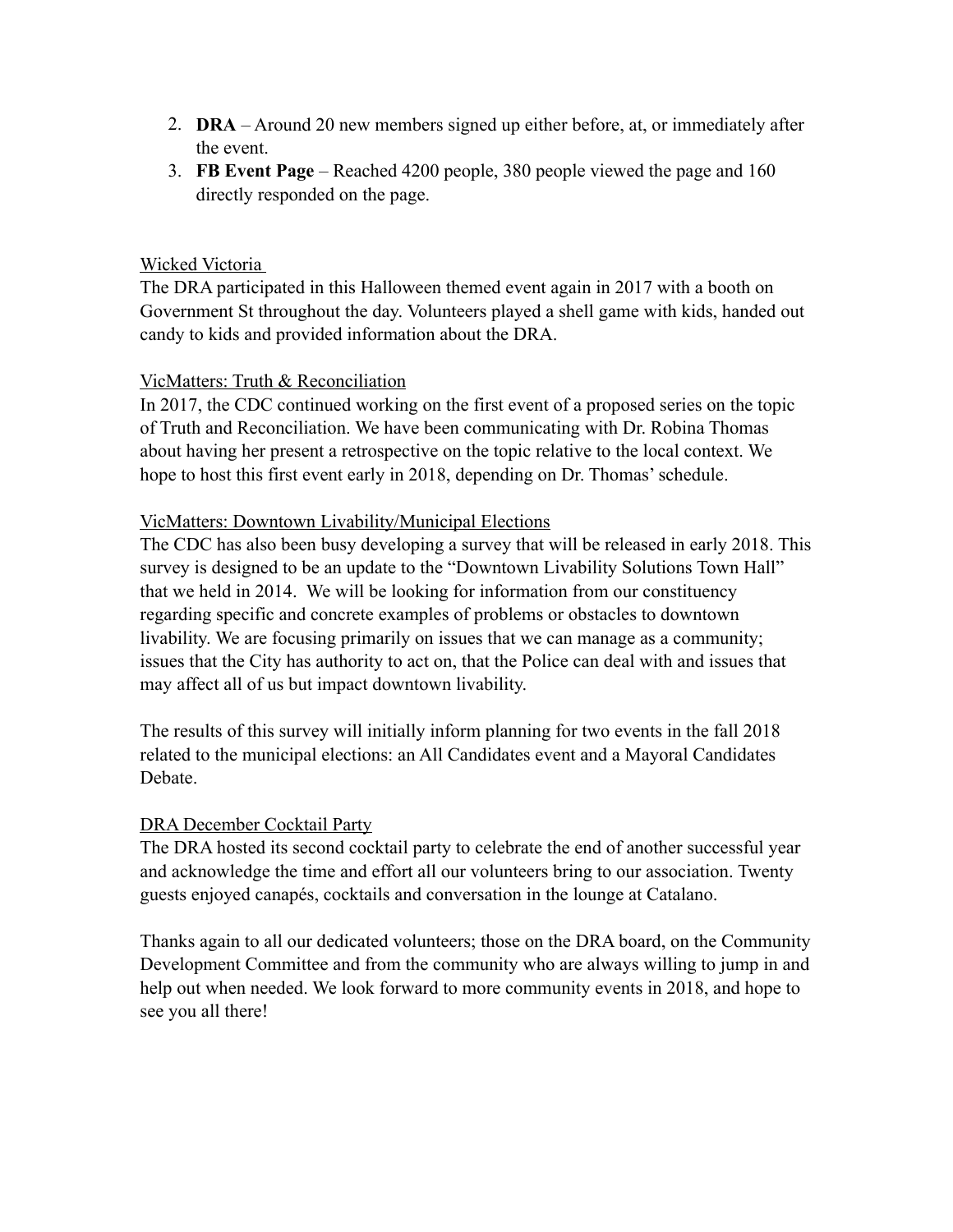2. **DRA** – Around 20 new members signed up either before, at, or immediately after the event.
3. **FB Event Page** – Reached 4200 people, 380 people viewed the page and 160 directly responded on the page.

<u>Wicked Victoria</u>

The DRA participated in this Halloween themed event again in 2017 with a booth on Government St throughout the day. Volunteers played a shell game with kids, handed out candy to kids and provided information about the DRA.

<u>VicMatters: Truth & Reconciliation</u>

In 2017, the CDC continued working on the first event of a proposed series on the topic of Truth and Reconciliation. We have been communicating with Dr. Robina Thomas about having her present a retrospective on the topic relative to the local context. We hope to host this first event early in 2018, depending on Dr. Thomas' schedule.

<u>VicMatters: Downtown Livability/Municipal Elections</u>

The CDC has also been busy developing a survey that will be released in early 2018. This survey is designed to be an update to the "Downtown Livability Solutions Town Hall" that we held in 2014. We will be looking for information from our constituency regarding specific and concrete examples of problems or obstacles to downtown livability. We are focusing primarily on issues that we can manage as a community; issues that the City has authority to act on, that the Police can deal with and issues that may affect all of us but impact downtown livability.

The results of this survey will initially inform planning for two events in the fall 2018 related to the municipal elections: an All Candidates event and a Mayoral Candidates Debate.

<u>DRA December Cocktail Party</u>

The DRA hosted its second cocktail party to celebrate the end of another successful year and acknowledge the time and effort all our volunteers bring to our association. Twenty guests enjoyed canapés, cocktails and conversation in the lounge at Catalano.

Thanks again to all our dedicated volunteers; those on the DRA board, on the Community Development Committee and from the community who are always willing to jump in and help out when needed. We look forward to more community events in 2018, and hope to see you all there!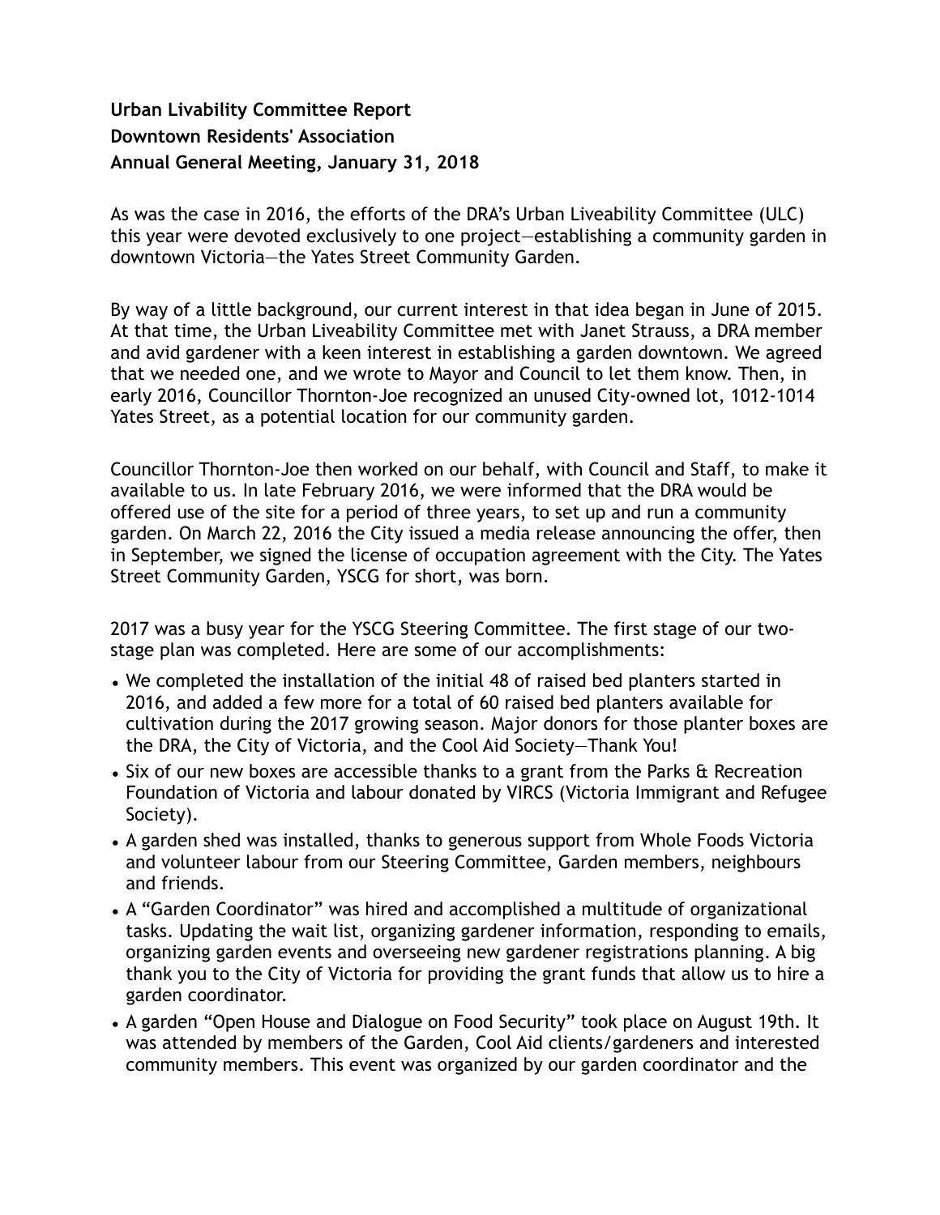**Urban Livability Committee Report**
**Downtown Residents' Association**
**Annual General Meeting, January 31, 2018**

As was the case in 2016, the efforts of the DRA's Urban Liveability Committee (ULC) this year were devoted exclusively to one project—establishing a community garden in downtown Victoria—the Yates Street Community Garden.

By way of a little background, our current interest in that idea began in June of 2015. At that time, the Urban Liveability Committee met with Janet Strauss, a DRA member and avid gardener with a keen interest in establishing a garden downtown. We agreed that we needed one, and we wrote to Mayor and Council to let them know. Then, in early 2016, Councillor Thornton-Joe recognized an unused City-owned lot, 1012-1014 Yates Street, as a potential location for our community garden.

Councillor Thornton-Joe then worked on our behalf, with Council and Staff, to make it available to us. In late February 2016, we were informed that the DRA would be offered use of the site for a period of three years, to set up and run a community garden. On March 22, 2016 the City issued a media release announcing the offer, then in September, we signed the license of occupation agreement with the City. The Yates Street Community Garden, YSCG for short, was born.

2017 was a busy year for the YSCG Steering Committee. The first stage of our two-stage plan was completed. Here are some of our accomplishments:

- We completed the installation of the initial 48 of raised bed planters started in 2016, and added a few more for a total of 60 raised bed planters available for cultivation during the 2017 growing season. Major donors for those planter boxes are the DRA, the City of Victoria, and the Cool Aid Society—Thank You!
- Six of our new boxes are accessible thanks to a grant from the Parks & Recreation Foundation of Victoria and labour donated by VIRCS (Victoria Immigrant and Refugee Society).
- A garden shed was installed, thanks to generous support from Whole Foods Victoria and volunteer labour from our Steering Committee, Garden members, neighbours and friends.
- A "Garden Coordinator" was hired and accomplished a multitude of organizational tasks. Updating the wait list, organizing gardener information, responding to emails, organizing garden events and overseeing new gardener registrations planning. A big thank you to the City of Victoria for providing the grant funds that allow us to hire a garden coordinator.
- A garden "Open House and Dialogue on Food Security" took place on August 19th. It was attended by members of the Garden, Cool Aid clients/gardeners and interested community members. This event was organized by our garden coordinator and the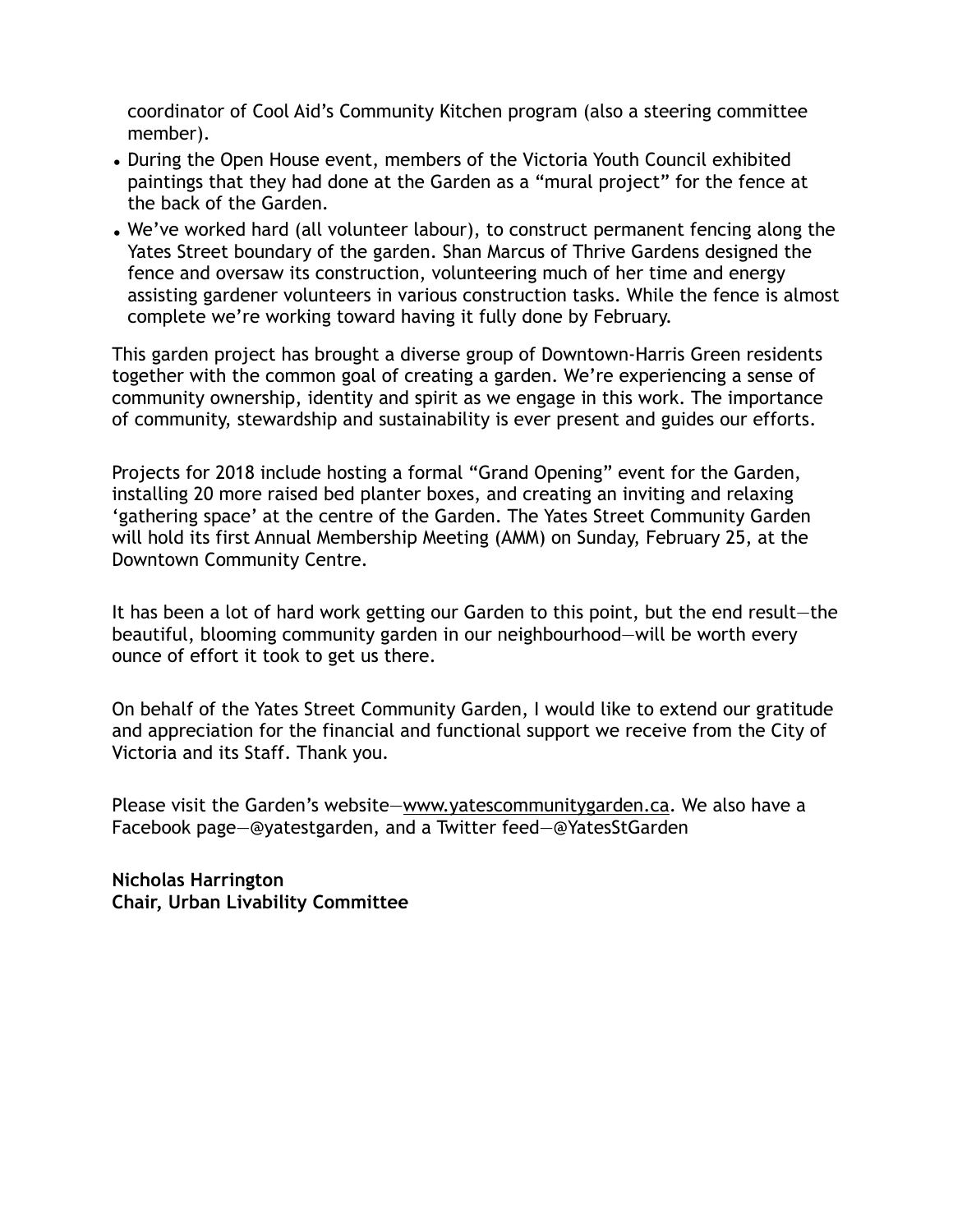coordinator of Cool Aid's Community Kitchen program (also a steering committee member).

- During the Open House event, members of the Victoria Youth Council exhibited paintings that they had done at the Garden as a "mural project" for the fence at the back of the Garden.
- We've worked hard (all volunteer labour), to construct permanent fencing along the Yates Street boundary of the garden. Shan Marcus of Thrive Gardens designed the fence and oversaw its construction, volunteering much of her time and energy assisting gardener volunteers in various construction tasks. While the fence is almost complete we're working toward having it fully done by February.

This garden project has brought a diverse group of Downtown-Harris Green residents together with the common goal of creating a garden. We're experiencing a sense of community ownership, identity and spirit as we engage in this work. The importance of community, stewardship and sustainability is ever present and guides our efforts.

Projects for 2018 include hosting a formal "Grand Opening" event for the Garden, installing 20 more raised bed planter boxes, and creating an inviting and relaxing 'gathering space' at the centre of the Garden. The Yates Street Community Garden will hold its first Annual Membership Meeting (AMM) on Sunday, February 25, at the Downtown Community Centre.

It has been a lot of hard work getting our Garden to this point, but the end result—the beautiful, blooming community garden in our neighbourhood—will be worth every ounce of effort it took to get us there.

On behalf of the Yates Street Community Garden, I would like to extend our gratitude and appreciation for the financial and functional support we receive from the City of Victoria and its Staff. Thank you.

Please visit the Garden's website—www.yatescommunitygarden.ca. We also have a Facebook page—@yatestgarden, and a Twitter feed—@YatesStGarden

**Nicholas Harrington**
**Chair, Urban Livability Committee**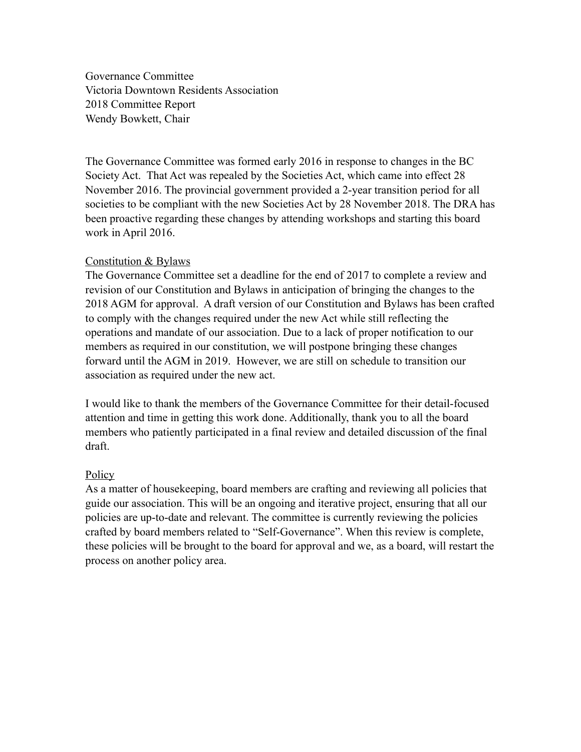Governance Committee
Victoria Downtown Residents Association
2018 Committee Report
Wendy Bowkett, Chair

The Governance Committee was formed early 2016 in response to changes in the BC Society Act. That Act was repealed by the Societies Act, which came into effect 28 November 2016. The provincial government provided a 2-year transition period for all societies to be compliant with the new Societies Act by 28 November 2018. The DRA has been proactive regarding these changes by attending workshops and starting this board work in April 2016.

<u>Constitution & Bylaws</u>

The Governance Committee set a deadline for the end of 2017 to complete a review and revision of our Constitution and Bylaws in anticipation of bringing the changes to the 2018 AGM for approval. A draft version of our Constitution and Bylaws has been crafted to comply with the changes required under the new Act while still reflecting the operations and mandate of our association. Due to a lack of proper notification to our members as required in our constitution, we will postpone bringing these changes forward until the AGM in 2019. However, we are still on schedule to transition our association as required under the new act.

I would like to thank the members of the Governance Committee for their detail-focused attention and time in getting this work done. Additionally, thank you to all the board members who patiently participated in a final review and detailed discussion of the final draft.

<u>Policy</u>

As a matter of housekeeping, board members are crafting and reviewing all policies that guide our association. This will be an ongoing and iterative project, ensuring that all our policies are up-to-date and relevant. The committee is currently reviewing the policies crafted by board members related to "Self-Governance". When this review is complete, these policies will be brought to the board for approval and we, as a board, will restart the process on another policy area.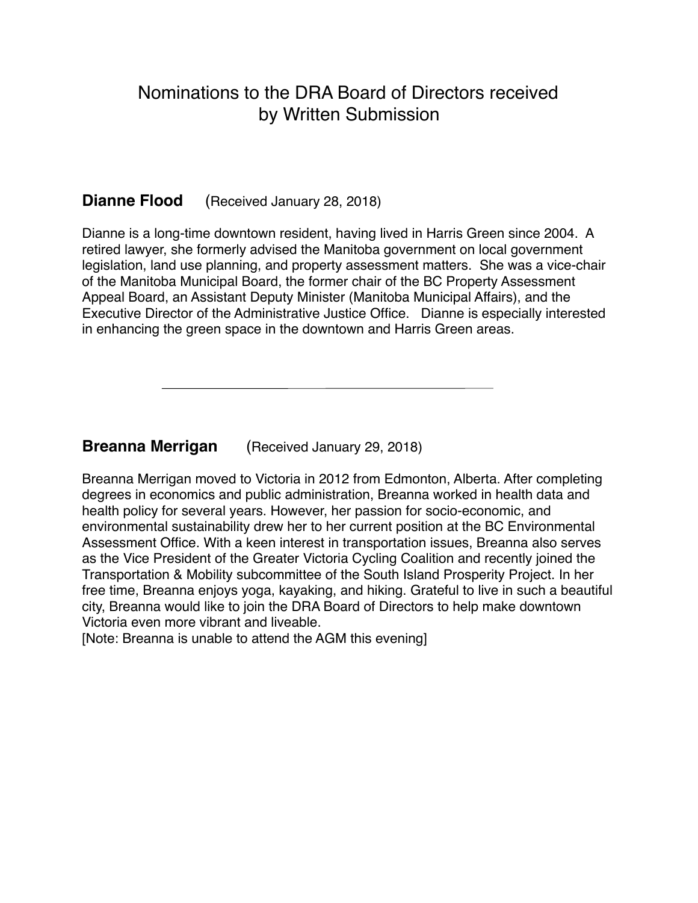# Nominations to the DRA Board of Directors received by Written Submission

**Dianne Flood** (Received January 28, 2018)

Dianne is a long-time downtown resident, having lived in Harris Green since 2004. A retired lawyer, she formerly advised the Manitoba government on local government legislation, land use planning, and property assessment matters. She was a vice-chair of the Manitoba Municipal Board, the former chair of the BC Property Assessment Appeal Board, an Assistant Deputy Minister (Manitoba Municipal Affairs), and the Executive Director of the Administrative Justice Office. Dianne is especially interested in enhancing the green space in the downtown and Harris Green areas.

---

**Breanna Merrigan** (Received January 29, 2018)

Breanna Merrigan moved to Victoria in 2012 from Edmonton, Alberta. After completing degrees in economics and public administration, Breanna worked in health data and health policy for several years. However, her passion for socio-economic, and environmental sustainability drew her to her current position at the BC Environmental Assessment Office. With a keen interest in transportation issues, Breanna also serves as the Vice President of the Greater Victoria Cycling Coalition and recently joined the Transportation & Mobility subcommittee of the South Island Prosperity Project. In her free time, Breanna enjoys yoga, kayaking, and hiking. Grateful to live in such a beautiful city, Breanna would like to join the DRA Board of Directors to help make downtown Victoria even more vibrant and liveable.
[Note: Breanna is unable to attend the AGM this evening]